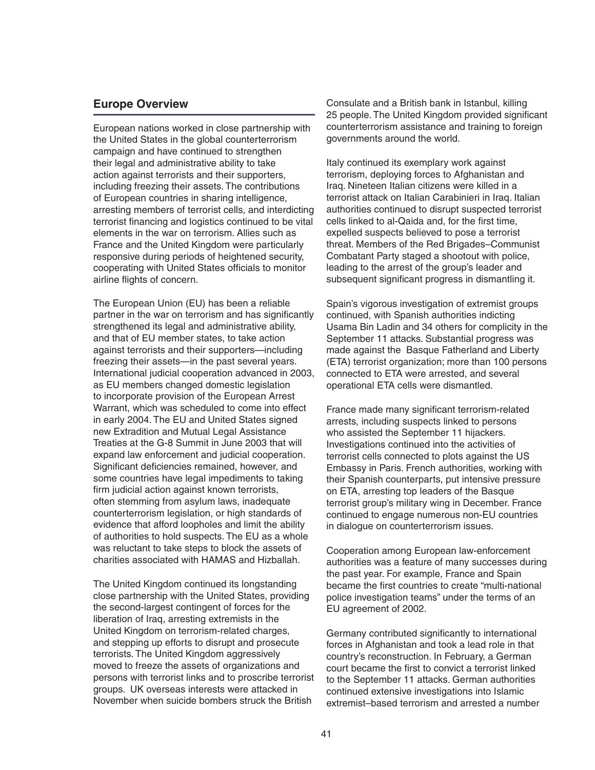## Europe Overview

European nations worked in close partnership with the United States in the global counterterrorism campaign and have continued to strengthen their legal and administrative ability to take action against terrorists and their supporters, including freezing their assets. The contributions of European countries in sharing intelligence, arresting members of terrorist cells, and interdicting terrorist financing and logistics continued to be vital elements in the war on terrorism. Allies such as France and the United Kingdom were particularly responsive during periods of heightened security, cooperating with United States officials to monitor airline flights of concern.

The European Union (EU) has been a reliable partner in the war on terrorism and has significantly strengthened its legal and administrative ability, and that of EU member states, to take action against terrorists and their supporters—including freezing their assets—in the past several years. International judicial cooperation advanced in 2003, as EU members changed domestic legislation to incorporate provision of the European Arrest Warrant, which was scheduled to come into effect in early 2004. The EU and United States signed new Extradition and Mutual Legal Assistance Treaties at the G-8 Summit in June 2003 that will expand law enforcement and judicial cooperation. Significant deficiencies remained, however, and some countries have legal impediments to taking firm judicial action against known terrorists, often stemming from asylum laws, inadequate counterterrorism legislation, or high standards of evidence that afford loopholes and limit the ability of authorities to hold suspects. The EU as a whole was reluctant to take steps to block the assets of charities associated with HAMAS and Hizballah.

The United Kingdom continued its longstanding close partnership with the United States, providing the second-largest contingent of forces for the liberation of Iraq, arresting extremists in the United Kingdom on terrorism-related charges, and stepping up efforts to disrupt and prosecute terrorists. The United Kingdom aggressively moved to freeze the assets of organizations and persons with terrorist links and to proscribe terrorist groups. UK overseas interests were attacked in November when suicide bombers struck the British Consulate and a British bank in Istanbul, killing 25 people. The United Kingdom provided significant counterterrorism assistance and training to foreign governments around the world.

Italy continued its exemplary work against terrorism, deploying forces to Afghanistan and Iraq. Nineteen Italian citizens were killed in a terrorist attack on Italian Carabinieri in Iraq. Italian authorities continued to disrupt suspected terrorist cells linked to al-Qaida and, for the first time, expelled suspects believed to pose a terrorist threat. Members of the Red Brigades–Communist Combatant Party staged a shootout with police, leading to the arrest of the group's leader and subsequent significant progress in dismantling it.

Spain's vigorous investigation of extremist groups continued, with Spanish authorities indicting Usama Bin Ladin and 34 others for complicity in the September 11 attacks. Substantial progress was made against the Basque Fatherland and Liberty (ETA) terrorist organization; more than 100 persons connected to ETA were arrested, and several operational ETA cells were dismantled.

France made many significant terrorism-related arrests, including suspects linked to persons who assisted the September 11 hijackers. Investigations continued into the activities of terrorist cells connected to plots against the US Embassy in Paris. French authorities, working with their Spanish counterparts, put intensive pressure on ETA, arresting top leaders of the Basque terrorist group's military wing in December. France continued to engage numerous non-EU countries in dialogue on counterterrorism issues.

Cooperation among European law-enforcement authorities was a feature of many successes during the past year. For example, France and Spain became the first countries to create "multi-national police investigation teams" under the terms of an EU agreement of 2002.

Germany contributed significantly to international forces in Afghanistan and took a lead role in that country's reconstruction. In February, a German court became the first to convict a terrorist linked to the September 11 attacks. German authorities continued extensive investigations into Islamic extremist–based terrorism and arrested a number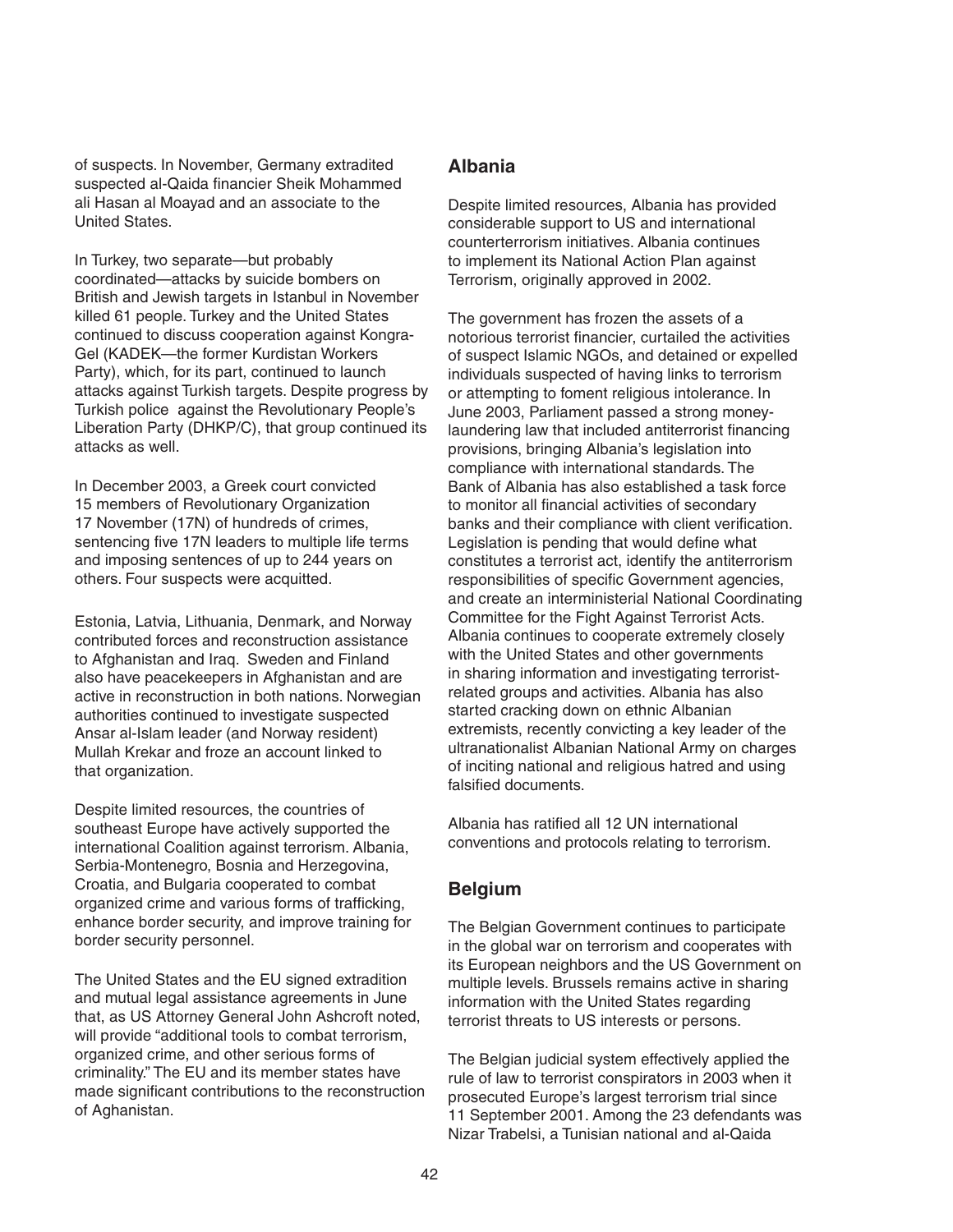of suspects. In November, Germany extradited suspected al-Qaida financier Sheik Mohammed ali Hasan al Moayad and an associate to the United States.

In Turkey, two separate—but probably coordinated—attacks by suicide bombers on British and Jewish targets in Istanbul in November killed 61 people. Turkey and the United States continued to discuss cooperation against Kongra-Gel (KADEK—the former Kurdistan Workers Party), which, for its part, continued to launch attacks against Turkish targets. Despite progress by Turkish police against the Revolutionary People's Liberation Party (DHKP/C), that group continued its attacks as well.

In December 2003, a Greek court convicted 15 members of Revolutionary Organization 17 November (17N) of hundreds of crimes, sentencing five 17N leaders to multiple life terms and imposing sentences of up to 244 years on others. Four suspects were acquitted.

Estonia, Latvia, Lithuania, Denmark, and Norway contributed forces and reconstruction assistance to Afghanistan and Iraq. Sweden and Finland also have peacekeepers in Afghanistan and are active in reconstruction in both nations. Norwegian authorities continued to investigate suspected Ansar al-Islam leader (and Norway resident) Mullah Krekar and froze an account linked to that organization.

Despite limited resources, the countries of southeast Europe have actively supported the international Coalition against terrorism. Albania, Serbia-Montenegro, Bosnia and Herzegovina, Croatia, and Bulgaria cooperated to combat organized crime and various forms of trafficking, enhance border security, and improve training for border security personnel.

The United States and the EU signed extradition and mutual legal assistance agreements in June that, as US Attorney General John Ashcroft noted, will provide "additional tools to combat terrorism, organized crime, and other serious forms of criminality." The EU and its member states have made significant contributions to the reconstruction of Aghanistan.

## Albania

Despite limited resources, Albania has provided considerable support to US and international counterterrorism initiatives. Albania continues to implement its National Action Plan against Terrorism, originally approved in 2002.

The government has frozen the assets of a notorious terrorist financier, curtailed the activities of suspect Islamic NGOs, and detained or expelled individuals suspected of having links to terrorism or attempting to foment religious intolerance. In June 2003, Parliament passed a strong money-laundering law that included antiterrorist financing provisions, bringing Albania's legislation into compliance with international standards. The Bank of Albania has also established a task force to monitor all financial activities of secondary banks and their compliance with client verification. Legislation is pending that would define what constitutes a terrorist act, identify the antiterrorism responsibilities of specific Government agencies, and create an interministerial National Coordinating Committee for the Fight Against Terrorist Acts. Albania continues to cooperate extremely closely with the United States and other governments in sharing information and investigating terrorist-related groups and activities. Albania has also started cracking down on ethnic Albanian extremists, recently convicting a key leader of the ultranationalist Albanian National Army on charges of inciting national and religious hatred and using falsified documents.

Albania has ratified all 12 UN international conventions and protocols relating to terrorism.

## Belgium

The Belgian Government continues to participate in the global war on terrorism and cooperates with its European neighbors and the US Government on multiple levels. Brussels remains active in sharing information with the United States regarding terrorist threats to US interests or persons.

The Belgian judicial system effectively applied the rule of law to terrorist conspirators in 2003 when it prosecuted Europe's largest terrorism trial since 11 September 2001. Among the 23 defendants was Nizar Trabelsi, a Tunisian national and al-Qaida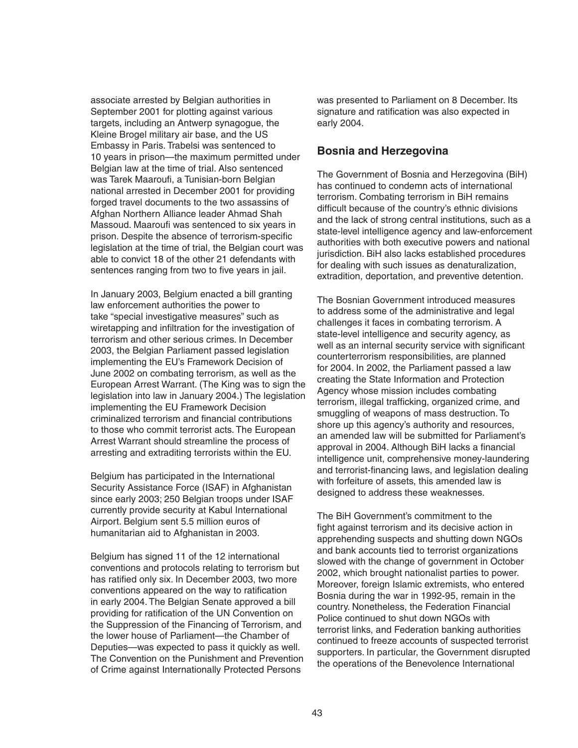associate arrested by Belgian authorities in September 2001 for plotting against various targets, including an Antwerp synagogue, the Kleine Brogel military air base, and the US Embassy in Paris. Trabelsi was sentenced to 10 years in prison—the maximum permitted under Belgian law at the time of trial. Also sentenced was Tarek Maaroufi, a Tunisian-born Belgian national arrested in December 2001 for providing forged travel documents to the two assassins of Afghan Northern Alliance leader Ahmad Shah Massoud. Maaroufi was sentenced to six years in prison. Despite the absence of terrorism-specific legislation at the time of trial, the Belgian court was able to convict 18 of the other 21 defendants with sentences ranging from two to five years in jail.

In January 2003, Belgium enacted a bill granting law enforcement authorities the power to take "special investigative measures" such as wiretapping and infiltration for the investigation of terrorism and other serious crimes. In December 2003, the Belgian Parliament passed legislation implementing the EU's Framework Decision of June 2002 on combating terrorism, as well as the European Arrest Warrant. (The King was to sign the legislation into law in January 2004.) The legislation implementing the EU Framework Decision criminalized terrorism and financial contributions to those who commit terrorist acts. The European Arrest Warrant should streamline the process of arresting and extraditing terrorists within the EU.

Belgium has participated in the International Security Assistance Force (ISAF) in Afghanistan since early 2003; 250 Belgian troops under ISAF currently provide security at Kabul International Airport. Belgium sent 5.5 million euros of humanitarian aid to Afghanistan in 2003.

Belgium has signed 11 of the 12 international conventions and protocols relating to terrorism but has ratified only six. In December 2003, two more conventions appeared on the way to ratification in early 2004. The Belgian Senate approved a bill providing for ratification of the UN Convention on the Suppression of the Financing of Terrorism, and the lower house of Parliament—the Chamber of Deputies—was expected to pass it quickly as well. The Convention on the Punishment and Prevention of Crime against Internationally Protected Persons was presented to Parliament on 8 December. Its signature and ratification was also expected in early 2004.

## Bosnia and Herzegovina

The Government of Bosnia and Herzegovina (BiH) has continued to condemn acts of international terrorism. Combating terrorism in BiH remains difficult because of the country's ethnic divisions and the lack of strong central institutions, such as a state-level intelligence agency and law-enforcement authorities with both executive powers and national jurisdiction. BiH also lacks established procedures for dealing with such issues as denaturalization, extradition, deportation, and preventive detention.

The Bosnian Government introduced measures to address some of the administrative and legal challenges it faces in combating terrorism. A state-level intelligence and security agency, as well as an internal security service with significant counterterrorism responsibilities, are planned for 2004. In 2002, the Parliament passed a law creating the State Information and Protection Agency whose mission includes combating terrorism, illegal trafficking, organized crime, and smuggling of weapons of mass destruction. To shore up this agency's authority and resources, an amended law will be submitted for Parliament's approval in 2004. Although BiH lacks a financial intelligence unit, comprehensive money-laundering and terrorist-financing laws, and legislation dealing with forfeiture of assets, this amended law is designed to address these weaknesses.

The BiH Government's commitment to the fight against terrorism and its decisive action in apprehending suspects and shutting down NGOs and bank accounts tied to terrorist organizations slowed with the change of government in October 2002, which brought nationalist parties to power. Moreover, foreign Islamic extremists, who entered Bosnia during the war in 1992-95, remain in the country. Nonetheless, the Federation Financial Police continued to shut down NGOs with terrorist links, and Federation banking authorities continued to freeze accounts of suspected terrorist supporters. In particular, the Government disrupted the operations of the Benevolence International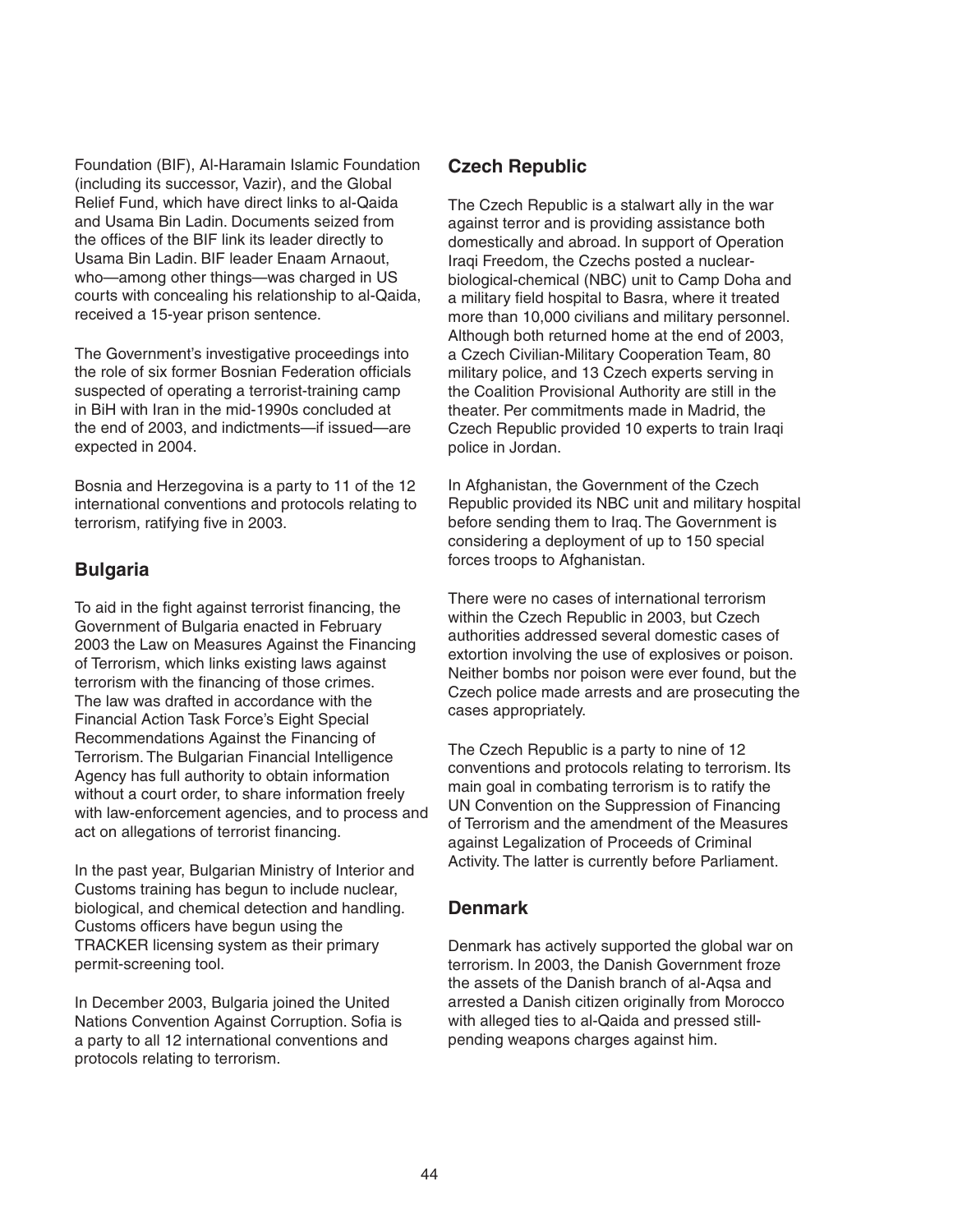Foundation (BIF), Al-Haramain Islamic Foundation (including its successor, Vazir), and the Global Relief Fund, which have direct links to al-Qaida and Usama Bin Ladin. Documents seized from the offices of the BIF link its leader directly to Usama Bin Ladin. BIF leader Enaam Arnaout, who—among other things—was charged in US courts with concealing his relationship to al-Qaida, received a 15-year prison sentence.

The Government's investigative proceedings into the role of six former Bosnian Federation officials suspected of operating a terrorist-training camp in BiH with Iran in the mid-1990s concluded at the end of 2003, and indictments—if issued—are expected in 2004.

Bosnia and Herzegovina is a party to 11 of the 12 international conventions and protocols relating to terrorism, ratifying five in 2003.

## Bulgaria

To aid in the fight against terrorist financing, the Government of Bulgaria enacted in February 2003 the Law on Measures Against the Financing of Terrorism, which links existing laws against terrorism with the financing of those crimes. The law was drafted in accordance with the Financial Action Task Force's Eight Special Recommendations Against the Financing of Terrorism. The Bulgarian Financial Intelligence Agency has full authority to obtain information without a court order, to share information freely with law-enforcement agencies, and to process and act on allegations of terrorist financing.

In the past year, Bulgarian Ministry of Interior and Customs training has begun to include nuclear, biological, and chemical detection and handling. Customs officers have begun using the TRACKER licensing system as their primary permit-screening tool.

In December 2003, Bulgaria joined the United Nations Convention Against Corruption. Sofia is a party to all 12 international conventions and protocols relating to terrorism.

## Czech Republic

The Czech Republic is a stalwart ally in the war against terror and is providing assistance both domestically and abroad. In support of Operation Iraqi Freedom, the Czechs posted a nuclear-biological-chemical (NBC) unit to Camp Doha and a military field hospital to Basra, where it treated more than 10,000 civilians and military personnel. Although both returned home at the end of 2003, a Czech Civilian-Military Cooperation Team, 80 military police, and 13 Czech experts serving in the Coalition Provisional Authority are still in the theater. Per commitments made in Madrid, the Czech Republic provided 10 experts to train Iraqi police in Jordan.

In Afghanistan, the Government of the Czech Republic provided its NBC unit and military hospital before sending them to Iraq. The Government is considering a deployment of up to 150 special forces troops to Afghanistan.

There were no cases of international terrorism within the Czech Republic in 2003, but Czech authorities addressed several domestic cases of extortion involving the use of explosives or poison. Neither bombs nor poison were ever found, but the Czech police made arrests and are prosecuting the cases appropriately.

The Czech Republic is a party to nine of 12 conventions and protocols relating to terrorism. Its main goal in combating terrorism is to ratify the UN Convention on the Suppression of Financing of Terrorism and the amendment of the Measures against Legalization of Proceeds of Criminal Activity. The latter is currently before Parliament.

## Denmark

Denmark has actively supported the global war on terrorism. In 2003, the Danish Government froze the assets of the Danish branch of al-Aqsa and arrested a Danish citizen originally from Morocco with alleged ties to al-Qaida and pressed still-pending weapons charges against him.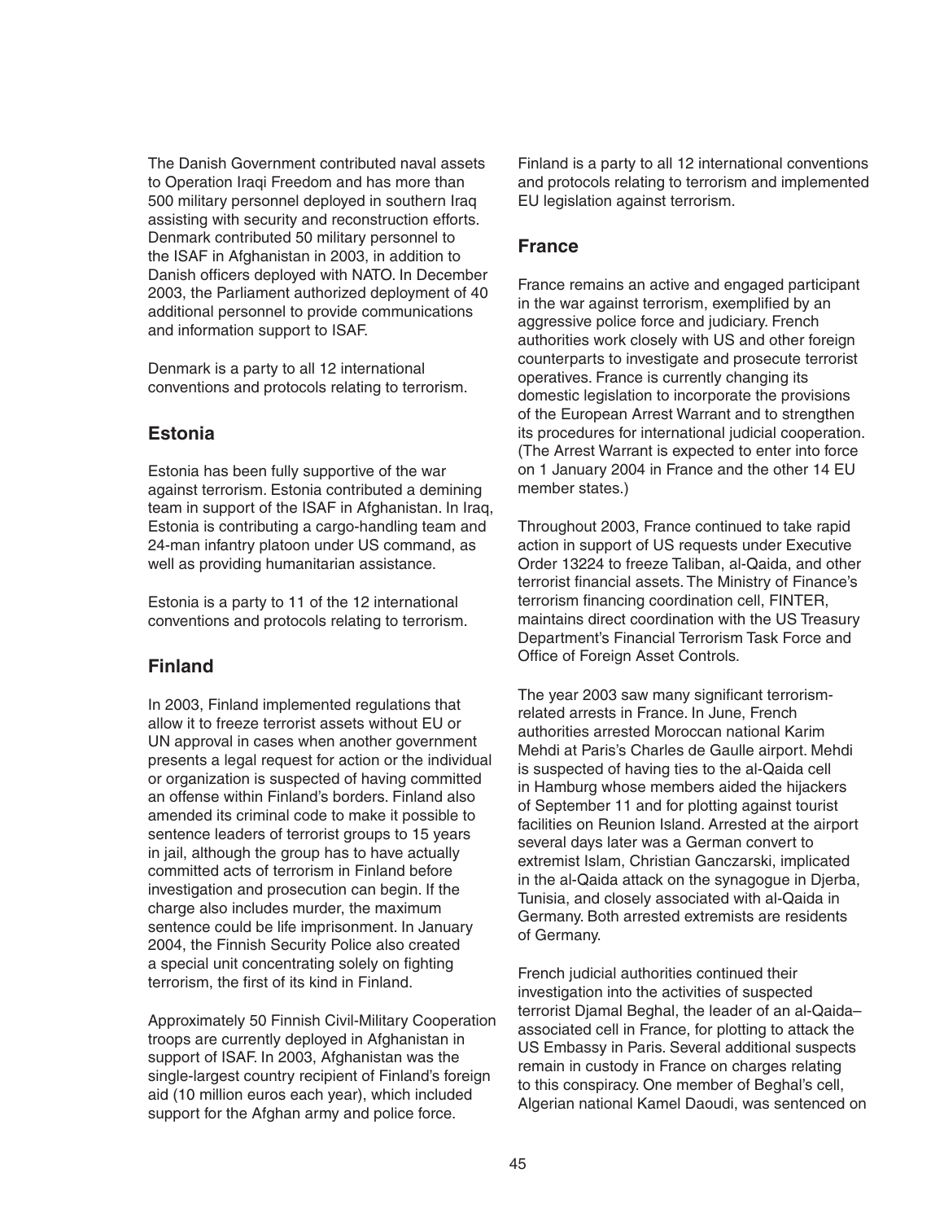The Danish Government contributed naval assets to Operation Iraqi Freedom and has more than 500 military personnel deployed in southern Iraq assisting with security and reconstruction efforts. Denmark contributed 50 military personnel to the ISAF in Afghanistan in 2003, in addition to Danish officers deployed with NATO. In December 2003, the Parliament authorized deployment of 40 additional personnel to provide communications and information support to ISAF.

Denmark is a party to all 12 international conventions and protocols relating to terrorism.

## Estonia

Estonia has been fully supportive of the war against terrorism. Estonia contributed a demining team in support of the ISAF in Afghanistan. In Iraq, Estonia is contributing a cargo-handling team and 24-man infantry platoon under US command, as well as providing humanitarian assistance.

Estonia is a party to 11 of the 12 international conventions and protocols relating to terrorism.

## Finland

In 2003, Finland implemented regulations that allow it to freeze terrorist assets without EU or UN approval in cases when another government presents a legal request for action or the individual or organization is suspected of having committed an offense within Finland's borders. Finland also amended its criminal code to make it possible to sentence leaders of terrorist groups to 15 years in jail, although the group has to have actually committed acts of terrorism in Finland before investigation and prosecution can begin. If the charge also includes murder, the maximum sentence could be life imprisonment. In January 2004, the Finnish Security Police also created a special unit concentrating solely on fighting terrorism, the first of its kind in Finland.

Approximately 50 Finnish Civil-Military Cooperation troops are currently deployed in Afghanistan in support of ISAF. In 2003, Afghanistan was the single-largest country recipient of Finland's foreign aid (10 million euros each year), which included support for the Afghan army and police force.

Finland is a party to all 12 international conventions and protocols relating to terrorism and implemented EU legislation against terrorism.

## France

France remains an active and engaged participant in the war against terrorism, exemplified by an aggressive police force and judiciary. French authorities work closely with US and other foreign counterparts to investigate and prosecute terrorist operatives. France is currently changing its domestic legislation to incorporate the provisions of the European Arrest Warrant and to strengthen its procedures for international judicial cooperation. (The Arrest Warrant is expected to enter into force on 1 January 2004 in France and the other 14 EU member states.)

Throughout 2003, France continued to take rapid action in support of US requests under Executive Order 13224 to freeze Taliban, al-Qaida, and other terrorist financial assets. The Ministry of Finance's terrorism financing coordination cell, FINTER, maintains direct coordination with the US Treasury Department's Financial Terrorism Task Force and Office of Foreign Asset Controls.

The year 2003 saw many significant terrorism-related arrests in France. In June, French authorities arrested Moroccan national Karim Mehdi at Paris's Charles de Gaulle airport. Mehdi is suspected of having ties to the al-Qaida cell in Hamburg whose members aided the hijackers of September 11 and for plotting against tourist facilities on Reunion Island. Arrested at the airport several days later was a German convert to extremist Islam, Christian Ganczarski, implicated in the al-Qaida attack on the synagogue in Djerba, Tunisia, and closely associated with al-Qaida in Germany. Both arrested extremists are residents of Germany.

French judicial authorities continued their investigation into the activities of suspected terrorist Djamal Beghal, the leader of an al-Qaida–associated cell in France, for plotting to attack the US Embassy in Paris. Several additional suspects remain in custody in France on charges relating to this conspiracy. One member of Beghal's cell, Algerian national Kamel Daoudi, was sentenced on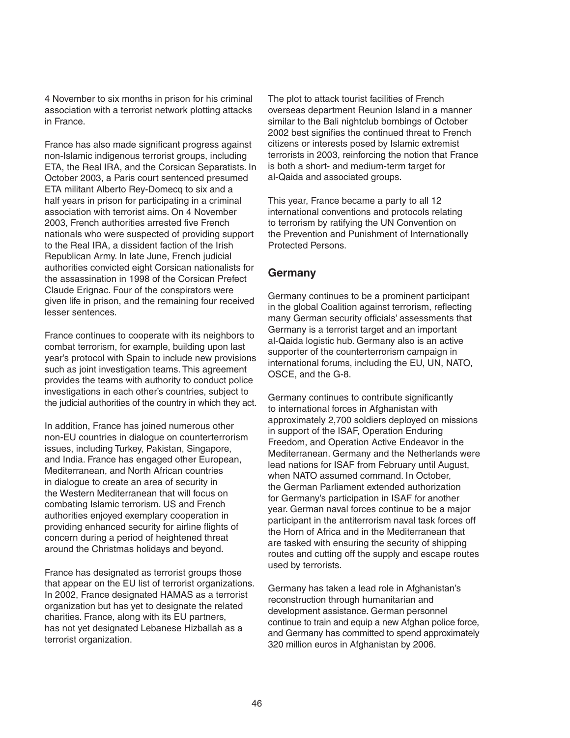4 November to six months in prison for his criminal association with a terrorist network plotting attacks in France.

France has also made significant progress against non-Islamic indigenous terrorist groups, including ETA, the Real IRA, and the Corsican Separatists. In October 2003, a Paris court sentenced presumed ETA militant Alberto Rey-Domecq to six and a half years in prison for participating in a criminal association with terrorist aims. On 4 November 2003, French authorities arrested five French nationals who were suspected of providing support to the Real IRA, a dissident faction of the Irish Republican Army. In late June, French judicial authorities convicted eight Corsican nationalists for the assassination in 1998 of the Corsican Prefect Claude Erignac. Four of the conspirators were given life in prison, and the remaining four received lesser sentences.

France continues to cooperate with its neighbors to combat terrorism, for example, building upon last year's protocol with Spain to include new provisions such as joint investigation teams. This agreement provides the teams with authority to conduct police investigations in each other's countries, subject to the judicial authorities of the country in which they act.

In addition, France has joined numerous other non-EU countries in dialogue on counterterrorism issues, including Turkey, Pakistan, Singapore, and India. France has engaged other European, Mediterranean, and North African countries in dialogue to create an area of security in the Western Mediterranean that will focus on combating Islamic terrorism. US and French authorities enjoyed exemplary cooperation in providing enhanced security for airline flights of concern during a period of heightened threat around the Christmas holidays and beyond.

France has designated as terrorist groups those that appear on the EU list of terrorist organizations. In 2002, France designated HAMAS as a terrorist organization but has yet to designate the related charities. France, along with its EU partners, has not yet designated Lebanese Hizballah as a terrorist organization.

The plot to attack tourist facilities of French overseas department Reunion Island in a manner similar to the Bali nightclub bombings of October 2002 best signifies the continued threat to French citizens or interests posed by Islamic extremist terrorists in 2003, reinforcing the notion that France is both a short- and medium-term target for al-Qaida and associated groups.

This year, France became a party to all 12 international conventions and protocols relating to terrorism by ratifying the UN Convention on the Prevention and Punishment of Internationally Protected Persons.

## Germany

Germany continues to be a prominent participant in the global Coalition against terrorism, reflecting many German security officials' assessments that Germany is a terrorist target and an important al-Qaida logistic hub. Germany also is an active supporter of the counterterrorism campaign in international forums, including the EU, UN, NATO, OSCE, and the G-8.

Germany continues to contribute significantly to international forces in Afghanistan with approximately 2,700 soldiers deployed on missions in support of the ISAF, Operation Enduring Freedom, and Operation Active Endeavor in the Mediterranean. Germany and the Netherlands were lead nations for ISAF from February until August, when NATO assumed command. In October, the German Parliament extended authorization for Germany's participation in ISAF for another year. German naval forces continue to be a major participant in the antiterrorism naval task forces off the Horn of Africa and in the Mediterranean that are tasked with ensuring the security of shipping routes and cutting off the supply and escape routes used by terrorists.

Germany has taken a lead role in Afghanistan's reconstruction through humanitarian and development assistance. German personnel continue to train and equip a new Afghan police force, and Germany has committed to spend approximately 320 million euros in Afghanistan by 2006.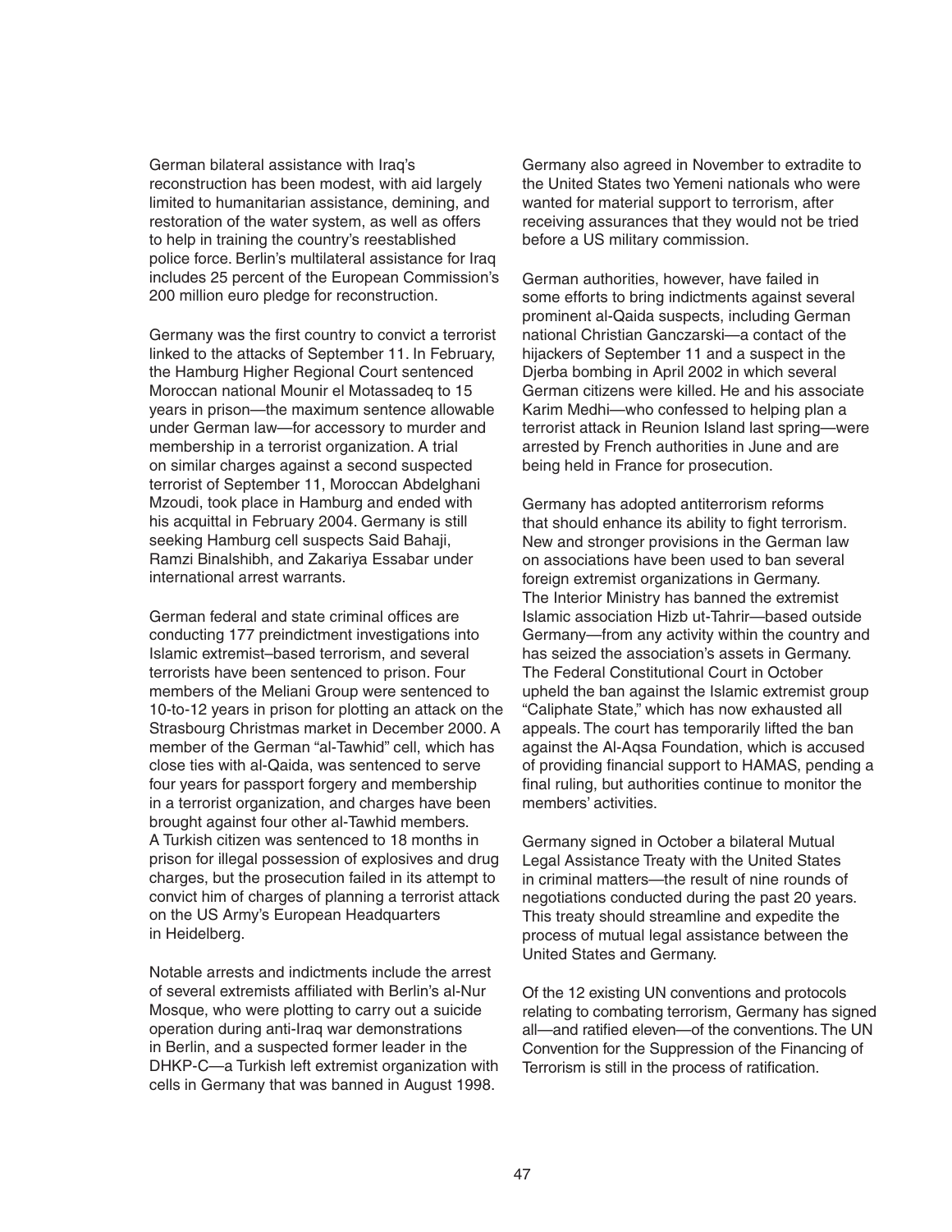German bilateral assistance with Iraq's reconstruction has been modest, with aid largely limited to humanitarian assistance, demining, and restoration of the water system, as well as offers to help in training the country's reestablished police force. Berlin's multilateral assistance for Iraq includes 25 percent of the European Commission's 200 million euro pledge for reconstruction.

Germany was the first country to convict a terrorist linked to the attacks of September 11. In February, the Hamburg Higher Regional Court sentenced Moroccan national Mounir el Motassadeq to 15 years in prison—the maximum sentence allowable under German law—for accessory to murder and membership in a terrorist organization. A trial on similar charges against a second suspected terrorist of September 11, Moroccan Abdelghani Mzoudi, took place in Hamburg and ended with his acquittal in February 2004. Germany is still seeking Hamburg cell suspects Said Bahaji, Ramzi Binalshibh, and Zakariya Essabar under international arrest warrants.

German federal and state criminal offices are conducting 177 preindictment investigations into Islamic extremist–based terrorism, and several terrorists have been sentenced to prison. Four members of the Meliani Group were sentenced to 10-to-12 years in prison for plotting an attack on the Strasbourg Christmas market in December 2000. A member of the German "al-Tawhid" cell, which has close ties with al-Qaida, was sentenced to serve four years for passport forgery and membership in a terrorist organization, and charges have been brought against four other al-Tawhid members. A Turkish citizen was sentenced to 18 months in prison for illegal possession of explosives and drug charges, but the prosecution failed in its attempt to convict him of charges of planning a terrorist attack on the US Army's European Headquarters in Heidelberg.

Notable arrests and indictments include the arrest of several extremists affiliated with Berlin's al-Nur Mosque, who were plotting to carry out a suicide operation during anti-Iraq war demonstrations in Berlin, and a suspected former leader in the DHKP-C—a Turkish left extremist organization with cells in Germany that was banned in August 1998.

Germany also agreed in November to extradite to the United States two Yemeni nationals who were wanted for material support to terrorism, after receiving assurances that they would not be tried before a US military commission.

German authorities, however, have failed in some efforts to bring indictments against several prominent al-Qaida suspects, including German national Christian Ganczarski—a contact of the hijackers of September 11 and a suspect in the Djerba bombing in April 2002 in which several German citizens were killed. He and his associate Karim Medhi—who confessed to helping plan a terrorist attack in Reunion Island last spring—were arrested by French authorities in June and are being held in France for prosecution.

Germany has adopted antiterrorism reforms that should enhance its ability to fight terrorism. New and stronger provisions in the German law on associations have been used to ban several foreign extremist organizations in Germany. The Interior Ministry has banned the extremist Islamic association Hizb ut-Tahrir—based outside Germany—from any activity within the country and has seized the association's assets in Germany. The Federal Constitutional Court in October upheld the ban against the Islamic extremist group "Caliphate State," which has now exhausted all appeals. The court has temporarily lifted the ban against the Al-Aqsa Foundation, which is accused of providing financial support to HAMAS, pending a final ruling, but authorities continue to monitor the members' activities.

Germany signed in October a bilateral Mutual Legal Assistance Treaty with the United States in criminal matters—the result of nine rounds of negotiations conducted during the past 20 years. This treaty should streamline and expedite the process of mutual legal assistance between the United States and Germany.

Of the 12 existing UN conventions and protocols relating to combating terrorism, Germany has signed all—and ratified eleven—of the conventions. The UN Convention for the Suppression of the Financing of Terrorism is still in the process of ratification.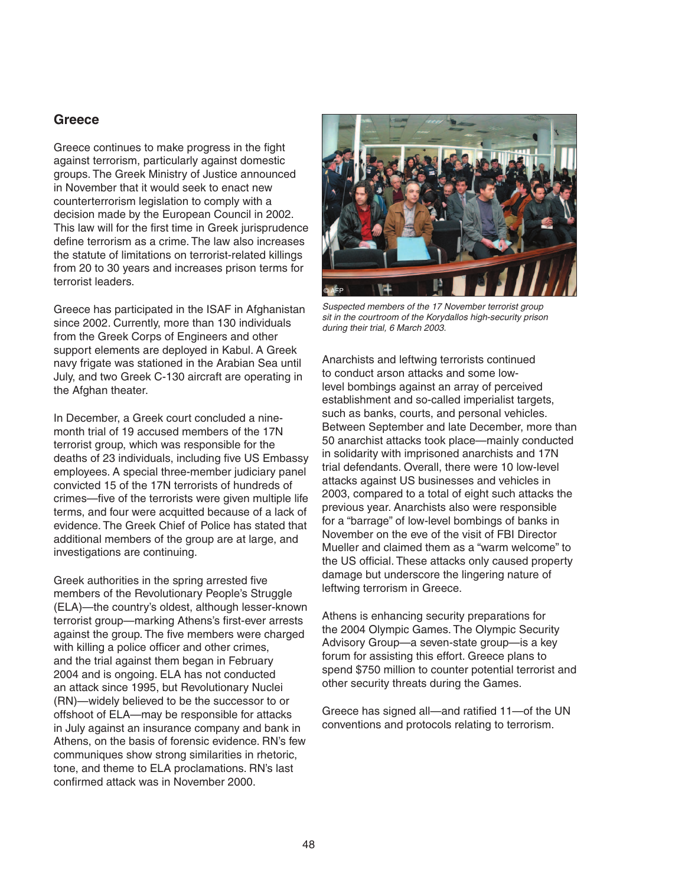## Greece

Greece continues to make progress in the fight against terrorism, particularly against domestic groups. The Greek Ministry of Justice announced in November that it would seek to enact new counterterrorism legislation to comply with a decision made by the European Council in 2002. This law will for the first time in Greek jurisprudence define terrorism as a crime. The law also increases the statute of limitations on terrorist-related killings from 20 to 30 years and increases prison terms for terrorist leaders.

Greece has participated in the ISAF in Afghanistan since 2002. Currently, more than 130 individuals from the Greek Corps of Engineers and other support elements are deployed in Kabul. A Greek navy frigate was stationed in the Arabian Sea until July, and two Greek C-130 aircraft are operating in the Afghan theater.

In December, a Greek court concluded a nine-month trial of 19 accused members of the 17N terrorist group, which was responsible for the deaths of 23 individuals, including five US Embassy employees. A special three-member judiciary panel convicted 15 of the 17N terrorists of hundreds of crimes—five of the terrorists were given multiple life terms, and four were acquitted because of a lack of evidence. The Greek Chief of Police has stated that additional members of the group are at large, and investigations are continuing.

Greek authorities in the spring arrested five members of the Revolutionary People's Struggle (ELA)—the country's oldest, although lesser-known terrorist group—marking Athens's first-ever arrests against the group. The five members were charged with killing a police officer and other crimes, and the trial against them began in February 2004 and is ongoing. ELA has not conducted an attack since 1995, but Revolutionary Nuclei (RN)—widely believed to be the successor to or offshoot of ELA—may be responsible for attacks in July against an insurance company and bank in Athens, on the basis of forensic evidence. RN's few communiques show strong similarities in rhetoric, tone, and theme to ELA proclamations. RN's last confirmed attack was in November 2000.

© AFP

*Suspected members of the 17 November terrorist group sit in the courtroom of the Korydallos high-security prison during their trial, 6 March 2003.*

Anarchists and leftwing terrorists continued to conduct arson attacks and some low-level bombings against an array of perceived establishment and so-called imperialist targets, such as banks, courts, and personal vehicles. Between September and late December, more than 50 anarchist attacks took place—mainly conducted in solidarity with imprisoned anarchists and 17N trial defendants. Overall, there were 10 low-level attacks against US businesses and vehicles in 2003, compared to a total of eight such attacks the previous year. Anarchists also were responsible for a "barrage" of low-level bombings of banks in November on the eve of the visit of FBI Director Mueller and claimed them as a "warm welcome" to the US official. These attacks only caused property damage but underscore the lingering nature of leftwing terrorism in Greece.

Athens is enhancing security preparations for the 2004 Olympic Games. The Olympic Security Advisory Group—a seven-state group—is a key forum for assisting this effort. Greece plans to spend $750 million to counter potential terrorist and other security threats during the Games.

Greece has signed all—and ratified 11—of the UN conventions and protocols relating to terrorism.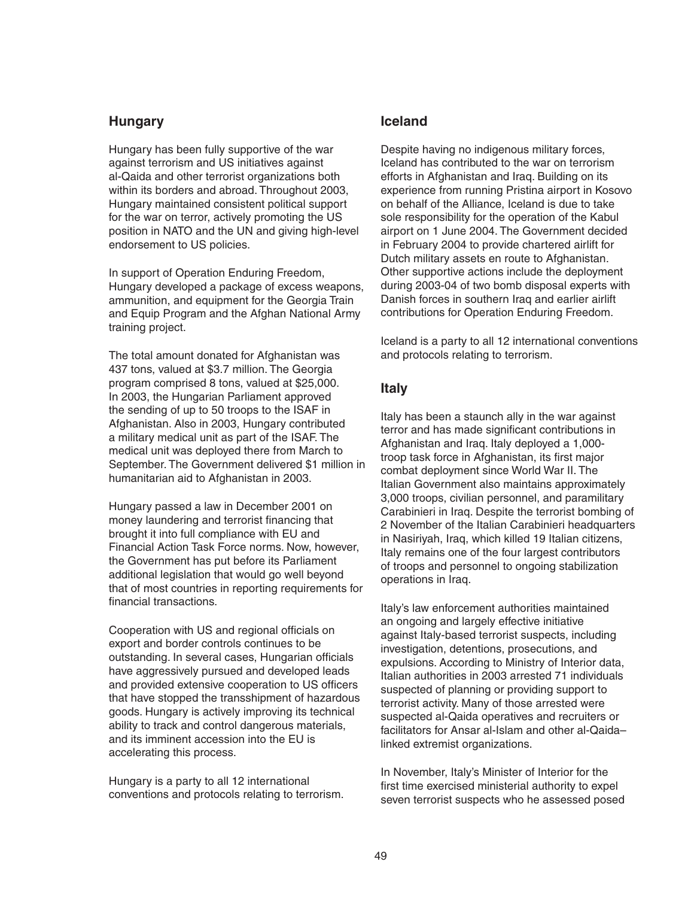## Hungary

Hungary has been fully supportive of the war against terrorism and US initiatives against al-Qaida and other terrorist organizations both within its borders and abroad. Throughout 2003, Hungary maintained consistent political support for the war on terror, actively promoting the US position in NATO and the UN and giving high-level endorsement to US policies.

In support of Operation Enduring Freedom, Hungary developed a package of excess weapons, ammunition, and equipment for the Georgia Train and Equip Program and the Afghan National Army training project.

The total amount donated for Afghanistan was 437 tons, valued at \$3.7 million. The Georgia program comprised 8 tons, valued at \$25,000. In 2003, the Hungarian Parliament approved the sending of up to 50 troops to the ISAF in Afghanistan. Also in 2003, Hungary contributed a military medical unit as part of the ISAF. The medical unit was deployed there from March to September. The Government delivered \$1 million in humanitarian aid to Afghanistan in 2003.

Hungary passed a law in December 2001 on money laundering and terrorist financing that brought it into full compliance with EU and Financial Action Task Force norms. Now, however, the Government has put before its Parliament additional legislation that would go well beyond that of most countries in reporting requirements for financial transactions.

Cooperation with US and regional officials on export and border controls continues to be outstanding. In several cases, Hungarian officials have aggressively pursued and developed leads and provided extensive cooperation to US officers that have stopped the transshipment of hazardous goods. Hungary is actively improving its technical ability to track and control dangerous materials, and its imminent accession into the EU is accelerating this process.

Hungary is a party to all 12 international conventions and protocols relating to terrorism.

## Iceland

Despite having no indigenous military forces, Iceland has contributed to the war on terrorism efforts in Afghanistan and Iraq. Building on its experience from running Pristina airport in Kosovo on behalf of the Alliance, Iceland is due to take sole responsibility for the operation of the Kabul airport on 1 June 2004. The Government decided in February 2004 to provide chartered airlift for Dutch military assets en route to Afghanistan. Other supportive actions include the deployment during 2003-04 of two bomb disposal experts with Danish forces in southern Iraq and earlier airlift contributions for Operation Enduring Freedom.

Iceland is a party to all 12 international conventions and protocols relating to terrorism.

## Italy

Italy has been a staunch ally in the war against terror and has made significant contributions in Afghanistan and Iraq. Italy deployed a 1,000-troop task force in Afghanistan, its first major combat deployment since World War II. The Italian Government also maintains approximately 3,000 troops, civilian personnel, and paramilitary Carabinieri in Iraq. Despite the terrorist bombing of 2 November of the Italian Carabinieri headquarters in Nasiriyah, Iraq, which killed 19 Italian citizens, Italy remains one of the four largest contributors of troops and personnel to ongoing stabilization operations in Iraq.

Italy's law enforcement authorities maintained an ongoing and largely effective initiative against Italy-based terrorist suspects, including investigation, detentions, prosecutions, and expulsions. According to Ministry of Interior data, Italian authorities in 2003 arrested 71 individuals suspected of planning or providing support to terrorist activity. Many of those arrested were suspected al-Qaida operatives and recruiters or facilitators for Ansar al-Islam and other al-Qaida–linked extremist organizations.

In November, Italy's Minister of Interior for the first time exercised ministerial authority to expel seven terrorist suspects who he assessed posed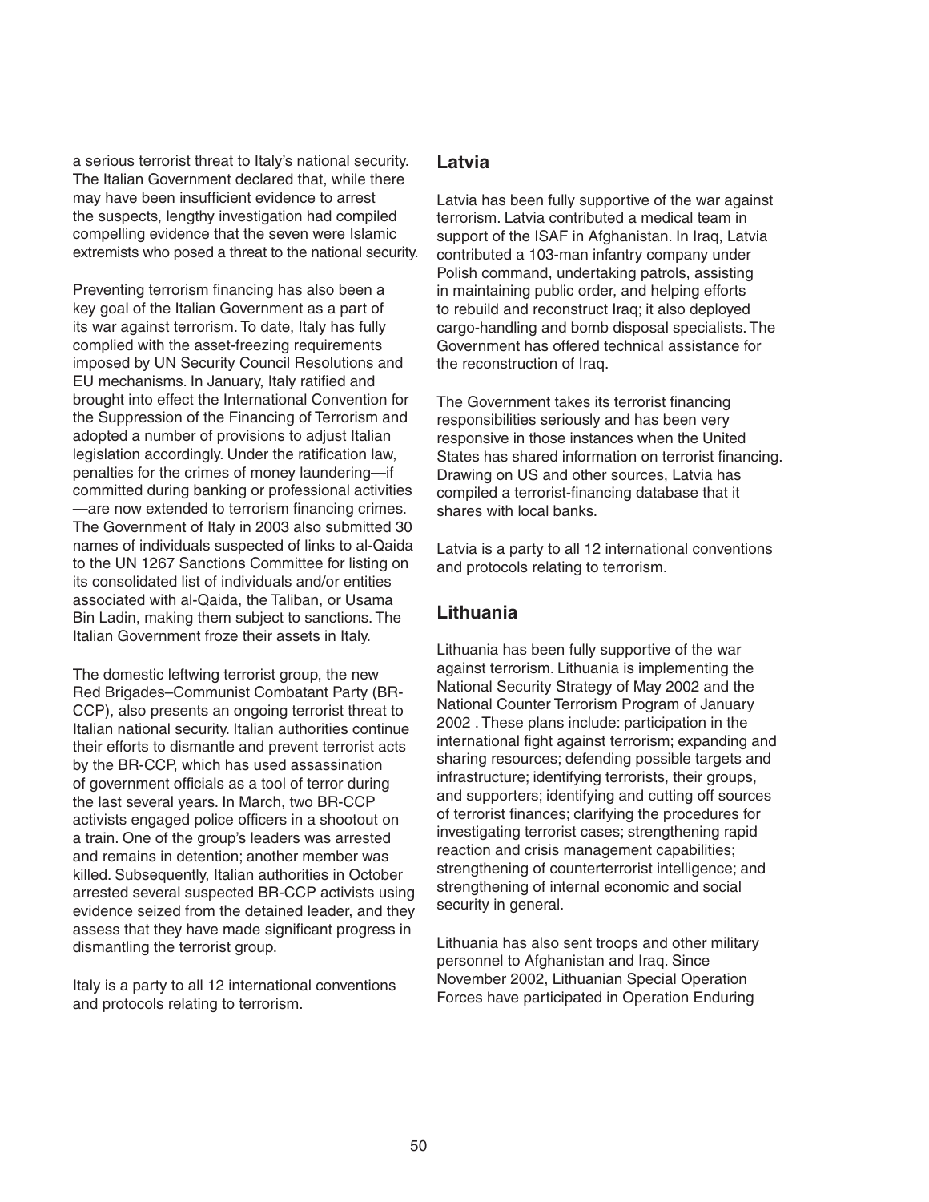a serious terrorist threat to Italy's national security. The Italian Government declared that, while there may have been insufficient evidence to arrest the suspects, lengthy investigation had compiled compelling evidence that the seven were Islamic extremists who posed a threat to the national security.

Preventing terrorism financing has also been a key goal of the Italian Government as a part of its war against terrorism. To date, Italy has fully complied with the asset-freezing requirements imposed by UN Security Council Resolutions and EU mechanisms. In January, Italy ratified and brought into effect the International Convention for the Suppression of the Financing of Terrorism and adopted a number of provisions to adjust Italian legislation accordingly. Under the ratification law, penalties for the crimes of money laundering—if committed during banking or professional activities—are now extended to terrorism financing crimes. The Government of Italy in 2003 also submitted 30 names of individuals suspected of links to al-Qaida to the UN 1267 Sanctions Committee for listing on its consolidated list of individuals and/or entities associated with al-Qaida, the Taliban, or Usama Bin Ladin, making them subject to sanctions. The Italian Government froze their assets in Italy.

The domestic leftwing terrorist group, the new Red Brigades–Communist Combatant Party (BR-CCP), also presents an ongoing terrorist threat to Italian national security. Italian authorities continue their efforts to dismantle and prevent terrorist acts by the BR-CCP, which has used assassination of government officials as a tool of terror during the last several years. In March, two BR-CCP activists engaged police officers in a shootout on a train. One of the group's leaders was arrested and remains in detention; another member was killed. Subsequently, Italian authorities in October arrested several suspected BR-CCP activists using evidence seized from the detained leader, and they assess that they have made significant progress in dismantling the terrorist group.

Italy is a party to all 12 international conventions and protocols relating to terrorism.

## Latvia

Latvia has been fully supportive of the war against terrorism. Latvia contributed a medical team in support of the ISAF in Afghanistan. In Iraq, Latvia contributed a 103-man infantry company under Polish command, undertaking patrols, assisting in maintaining public order, and helping efforts to rebuild and reconstruct Iraq; it also deployed cargo-handling and bomb disposal specialists. The Government has offered technical assistance for the reconstruction of Iraq.

The Government takes its terrorist financing responsibilities seriously and has been very responsive in those instances when the United States has shared information on terrorist financing. Drawing on US and other sources, Latvia has compiled a terrorist-financing database that it shares with local banks.

Latvia is a party to all 12 international conventions and protocols relating to terrorism.

## Lithuania

Lithuania has been fully supportive of the war against terrorism. Lithuania is implementing the National Security Strategy of May 2002 and the National Counter Terrorism Program of January 2002 . These plans include: participation in the international fight against terrorism; expanding and sharing resources; defending possible targets and infrastructure; identifying terrorists, their groups, and supporters; identifying and cutting off sources of terrorist finances; clarifying the procedures for investigating terrorist cases; strengthening rapid reaction and crisis management capabilities; strengthening of counterterrorist intelligence; and strengthening of internal economic and social security in general.

Lithuania has also sent troops and other military personnel to Afghanistan and Iraq. Since November 2002, Lithuanian Special Operation Forces have participated in Operation Enduring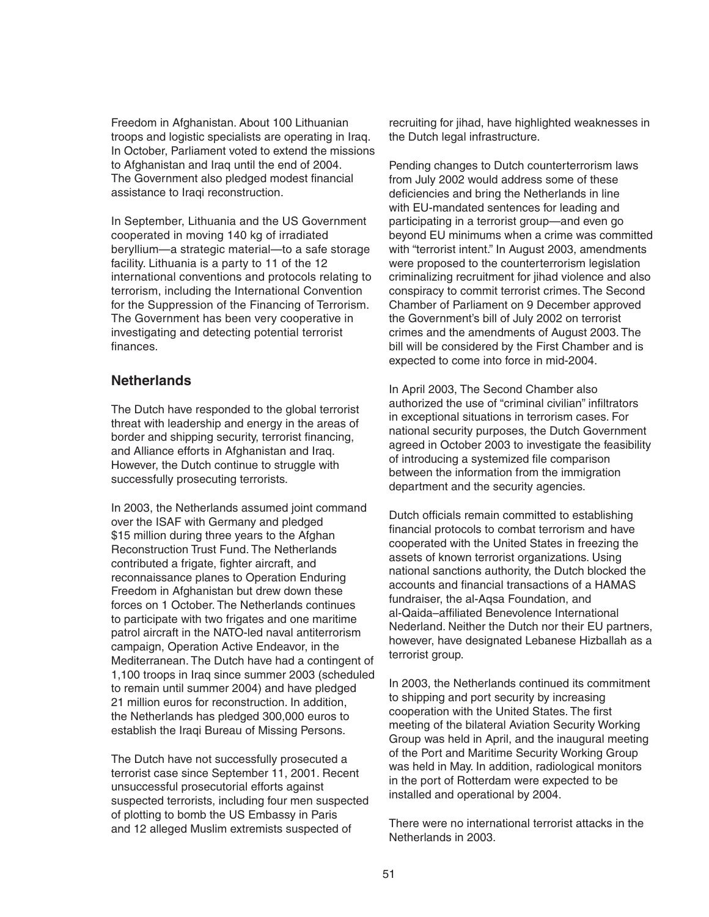Freedom in Afghanistan. About 100 Lithuanian troops and logistic specialists are operating in Iraq. In October, Parliament voted to extend the missions to Afghanistan and Iraq until the end of 2004. The Government also pledged modest financial assistance to Iraqi reconstruction.

In September, Lithuania and the US Government cooperated in moving 140 kg of irradiated beryllium—a strategic material—to a safe storage facility. Lithuania is a party to 11 of the 12 international conventions and protocols relating to terrorism, including the International Convention for the Suppression of the Financing of Terrorism. The Government has been very cooperative in investigating and detecting potential terrorist finances.

## Netherlands

The Dutch have responded to the global terrorist threat with leadership and energy in the areas of border and shipping security, terrorist financing, and Alliance efforts in Afghanistan and Iraq. However, the Dutch continue to struggle with successfully prosecuting terrorists.

In 2003, the Netherlands assumed joint command over the ISAF with Germany and pledged $15 million during three years to the Afghan Reconstruction Trust Fund. The Netherlands contributed a frigate, fighter aircraft, and reconnaissance planes to Operation Enduring Freedom in Afghanistan but drew down these forces on 1 October. The Netherlands continues to participate with two frigates and one maritime patrol aircraft in the NATO-led naval antiterrorism campaign, Operation Active Endeavor, in the Mediterranean. The Dutch have had a contingent of 1,100 troops in Iraq since summer 2003 (scheduled to remain until summer 2004) and have pledged 21 million euros for reconstruction. In addition, the Netherlands has pledged 300,000 euros to establish the Iraqi Bureau of Missing Persons.

The Dutch have not successfully prosecuted a terrorist case since September 11, 2001. Recent unsuccessful prosecutorial efforts against suspected terrorists, including four men suspected of plotting to bomb the US Embassy in Paris and 12 alleged Muslim extremists suspected of recruiting for jihad, have highlighted weaknesses in the Dutch legal infrastructure.

Pending changes to Dutch counterterrorism laws from July 2002 would address some of these deficiencies and bring the Netherlands in line with EU-mandated sentences for leading and participating in a terrorist group—and even go beyond EU minimums when a crime was committed with "terrorist intent." In August 2003, amendments were proposed to the counterterrorism legislation criminalizing recruitment for jihad violence and also conspiracy to commit terrorist crimes. The Second Chamber of Parliament on 9 December approved the Government's bill of July 2002 on terrorist crimes and the amendments of August 2003. The bill will be considered by the First Chamber and is expected to come into force in mid-2004.

In April 2003, The Second Chamber also authorized the use of "criminal civilian" infiltrators in exceptional situations in terrorism cases. For national security purposes, the Dutch Government agreed in October 2003 to investigate the feasibility of introducing a systemized file comparison between the information from the immigration department and the security agencies.

Dutch officials remain committed to establishing financial protocols to combat terrorism and have cooperated with the United States in freezing the assets of known terrorist organizations. Using national sanctions authority, the Dutch blocked the accounts and financial transactions of a HAMAS fundraiser, the al-Aqsa Foundation, and al-Qaida–affiliated Benevolence International Nederland. Neither the Dutch nor their EU partners, however, have designated Lebanese Hizballah as a terrorist group.

In 2003, the Netherlands continued its commitment to shipping and port security by increasing cooperation with the United States. The first meeting of the bilateral Aviation Security Working Group was held in April, and the inaugural meeting of the Port and Maritime Security Working Group was held in May. In addition, radiological monitors in the port of Rotterdam were expected to be installed and operational by 2004.

There were no international terrorist attacks in the Netherlands in 2003.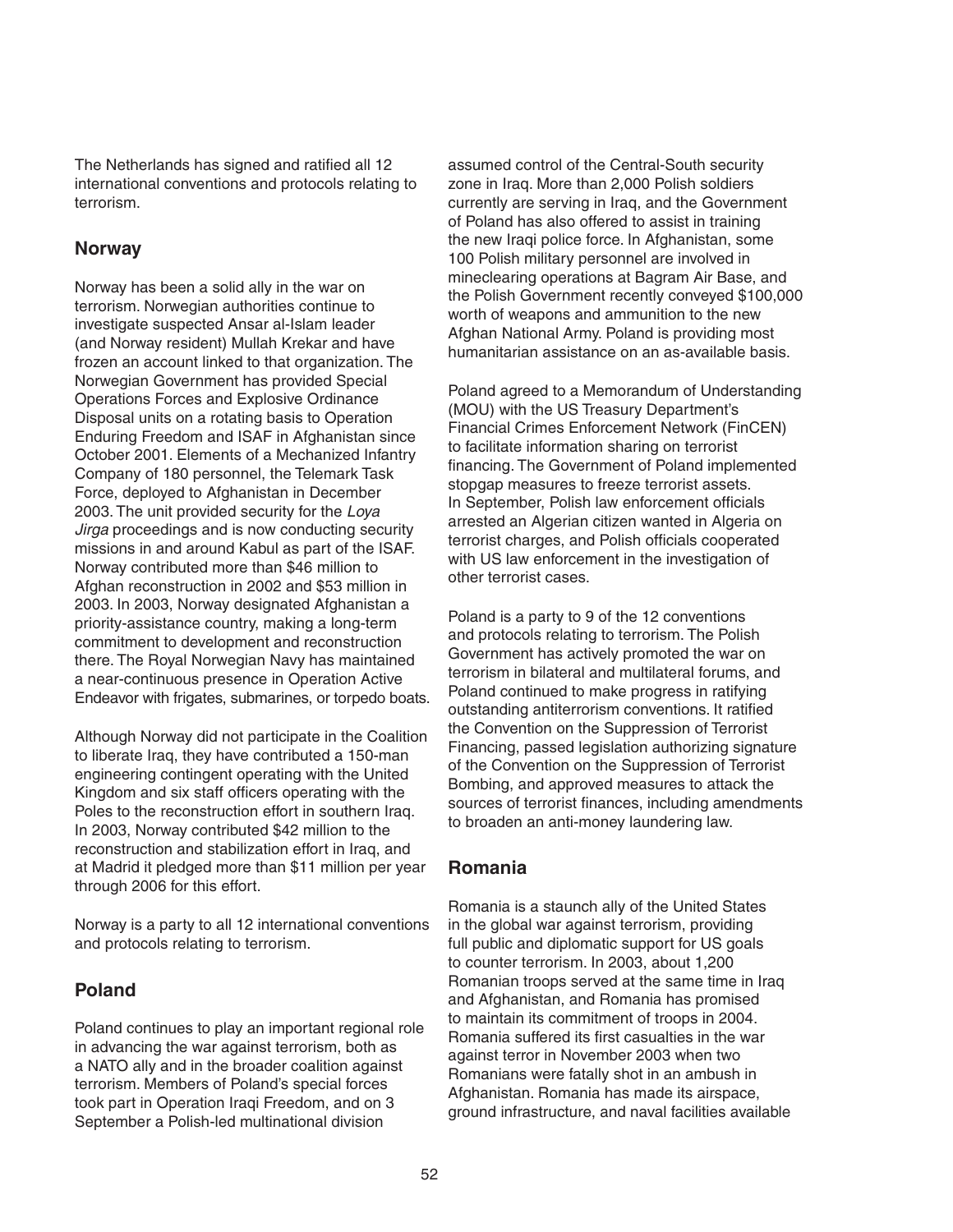The Netherlands has signed and ratified all 12 international conventions and protocols relating to terrorism.

## Norway

Norway has been a solid ally in the war on terrorism. Norwegian authorities continue to investigate suspected Ansar al-Islam leader (and Norway resident) Mullah Krekar and have frozen an account linked to that organization. The Norwegian Government has provided Special Operations Forces and Explosive Ordinance Disposal units on a rotating basis to Operation Enduring Freedom and ISAF in Afghanistan since October 2001. Elements of a Mechanized Infantry Company of 180 personnel, the Telemark Task Force, deployed to Afghanistan in December 2003. The unit provided security for the *Loya Jirga* proceedings and is now conducting security missions in and around Kabul as part of the ISAF. Norway contributed more than $46 million to Afghan reconstruction in 2002 and $53 million in 2003. In 2003, Norway designated Afghanistan a priority-assistance country, making a long-term commitment to development and reconstruction there. The Royal Norwegian Navy has maintained a near-continuous presence in Operation Active Endeavor with frigates, submarines, or torpedo boats.

Although Norway did not participate in the Coalition to liberate Iraq, they have contributed a 150-man engineering contingent operating with the United Kingdom and six staff officers operating with the Poles to the reconstruction effort in southern Iraq. In 2003, Norway contributed $42 million to the reconstruction and stabilization effort in Iraq, and at Madrid it pledged more than $11 million per year through 2006 for this effort.

Norway is a party to all 12 international conventions and protocols relating to terrorism.

## Poland

Poland continues to play an important regional role in advancing the war against terrorism, both as a NATO ally and in the broader coalition against terrorism. Members of Poland's special forces took part in Operation Iraqi Freedom, and on 3 September a Polish-led multinational division assumed control of the Central-South security zone in Iraq. More than 2,000 Polish soldiers currently are serving in Iraq, and the Government of Poland has also offered to assist in training the new Iraqi police force. In Afghanistan, some 100 Polish military personnel are involved in mineclearing operations at Bagram Air Base, and the Polish Government recently conveyed $100,000 worth of weapons and ammunition to the new Afghan National Army. Poland is providing most humanitarian assistance on an as-available basis.

Poland agreed to a Memorandum of Understanding (MOU) with the US Treasury Department's Financial Crimes Enforcement Network (FinCEN) to facilitate information sharing on terrorist financing. The Government of Poland implemented stopgap measures to freeze terrorist assets. In September, Polish law enforcement officials arrested an Algerian citizen wanted in Algeria on terrorist charges, and Polish officials cooperated with US law enforcement in the investigation of other terrorist cases.

Poland is a party to 9 of the 12 conventions and protocols relating to terrorism. The Polish Government has actively promoted the war on terrorism in bilateral and multilateral forums, and Poland continued to make progress in ratifying outstanding antiterrorism conventions. It ratified the Convention on the Suppression of Terrorist Financing, passed legislation authorizing signature of the Convention on the Suppression of Terrorist Bombing, and approved measures to attack the sources of terrorist finances, including amendments to broaden an anti-money laundering law.

## Romania

Romania is a staunch ally of the United States in the global war against terrorism, providing full public and diplomatic support for US goals to counter terrorism. In 2003, about 1,200 Romanian troops served at the same time in Iraq and Afghanistan, and Romania has promised to maintain its commitment of troops in 2004. Romania suffered its first casualties in the war against terror in November 2003 when two Romanians were fatally shot in an ambush in Afghanistan. Romania has made its airspace, ground infrastructure, and naval facilities available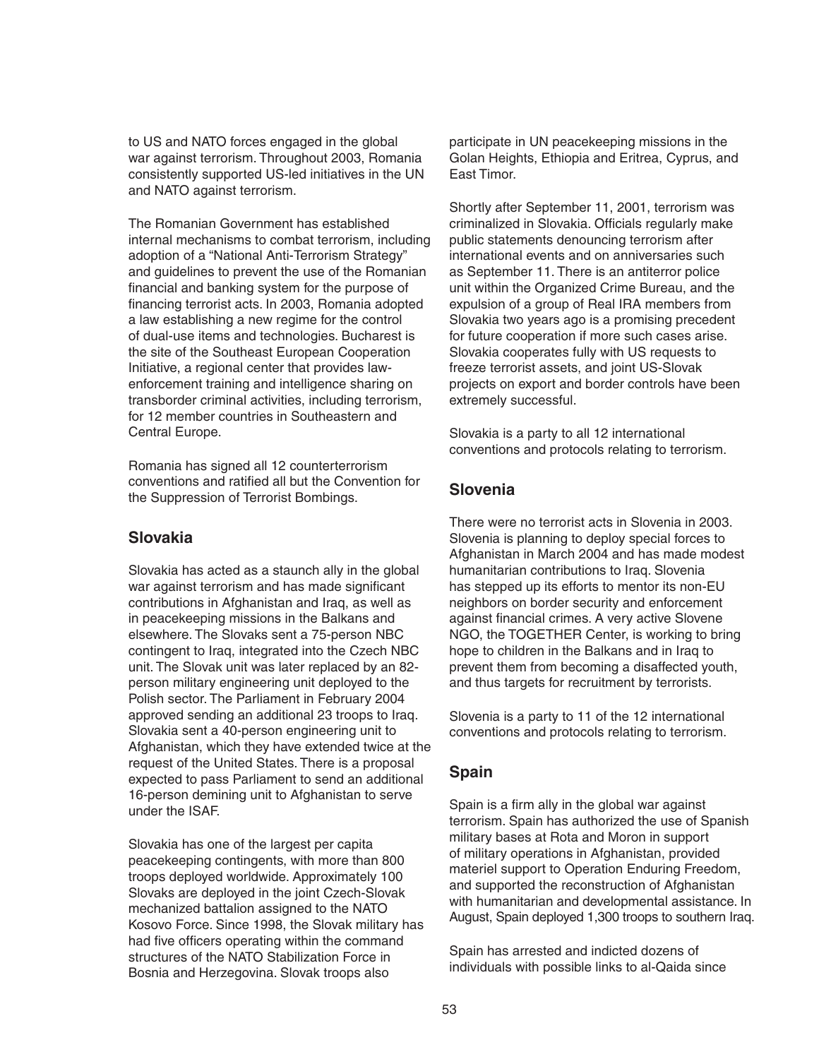to US and NATO forces engaged in the global war against terrorism. Throughout 2003, Romania consistently supported US-led initiatives in the UN and NATO against terrorism.

The Romanian Government has established internal mechanisms to combat terrorism, including adoption of a "National Anti-Terrorism Strategy" and guidelines to prevent the use of the Romanian financial and banking system for the purpose of financing terrorist acts. In 2003, Romania adopted a law establishing a new regime for the control of dual-use items and technologies. Bucharest is the site of the Southeast European Cooperation Initiative, a regional center that provides law-enforcement training and intelligence sharing on transborder criminal activities, including terrorism, for 12 member countries in Southeastern and Central Europe.

Romania has signed all 12 counterterrorism conventions and ratified all but the Convention for the Suppression of Terrorist Bombings.

## Slovakia

Slovakia has acted as a staunch ally in the global war against terrorism and has made significant contributions in Afghanistan and Iraq, as well as in peacekeeping missions in the Balkans and elsewhere. The Slovaks sent a 75-person NBC contingent to Iraq, integrated into the Czech NBC unit. The Slovak unit was later replaced by an 82-person military engineering unit deployed to the Polish sector. The Parliament in February 2004 approved sending an additional 23 troops to Iraq. Slovakia sent a 40-person engineering unit to Afghanistan, which they have extended twice at the request of the United States. There is a proposal expected to pass Parliament to send an additional 16-person demining unit to Afghanistan to serve under the ISAF.

Slovakia has one of the largest per capita peacekeeping contingents, with more than 800 troops deployed worldwide. Approximately 100 Slovaks are deployed in the joint Czech-Slovak mechanized battalion assigned to the NATO Kosovo Force. Since 1998, the Slovak military has had five officers operating within the command structures of the NATO Stabilization Force in Bosnia and Herzegovina. Slovak troops also participate in UN peacekeeping missions in the Golan Heights, Ethiopia and Eritrea, Cyprus, and East Timor.

Shortly after September 11, 2001, terrorism was criminalized in Slovakia. Officials regularly make public statements denouncing terrorism after international events and on anniversaries such as September 11. There is an antiterror police unit within the Organized Crime Bureau, and the expulsion of a group of Real IRA members from Slovakia two years ago is a promising precedent for future cooperation if more such cases arise. Slovakia cooperates fully with US requests to freeze terrorist assets, and joint US-Slovak projects on export and border controls have been extremely successful.

Slovakia is a party to all 12 international conventions and protocols relating to terrorism.

## Slovenia

There were no terrorist acts in Slovenia in 2003. Slovenia is planning to deploy special forces to Afghanistan in March 2004 and has made modest humanitarian contributions to Iraq. Slovenia has stepped up its efforts to mentor its non-EU neighbors on border security and enforcement against financial crimes. A very active Slovene NGO, the TOGETHER Center, is working to bring hope to children in the Balkans and in Iraq to prevent them from becoming a disaffected youth, and thus targets for recruitment by terrorists.

Slovenia is a party to 11 of the 12 international conventions and protocols relating to terrorism.

## Spain

Spain is a firm ally in the global war against terrorism. Spain has authorized the use of Spanish military bases at Rota and Moron in support of military operations in Afghanistan, provided materiel support to Operation Enduring Freedom, and supported the reconstruction of Afghanistan with humanitarian and developmental assistance. In August, Spain deployed 1,300 troops to southern Iraq.

Spain has arrested and indicted dozens of individuals with possible links to al-Qaida since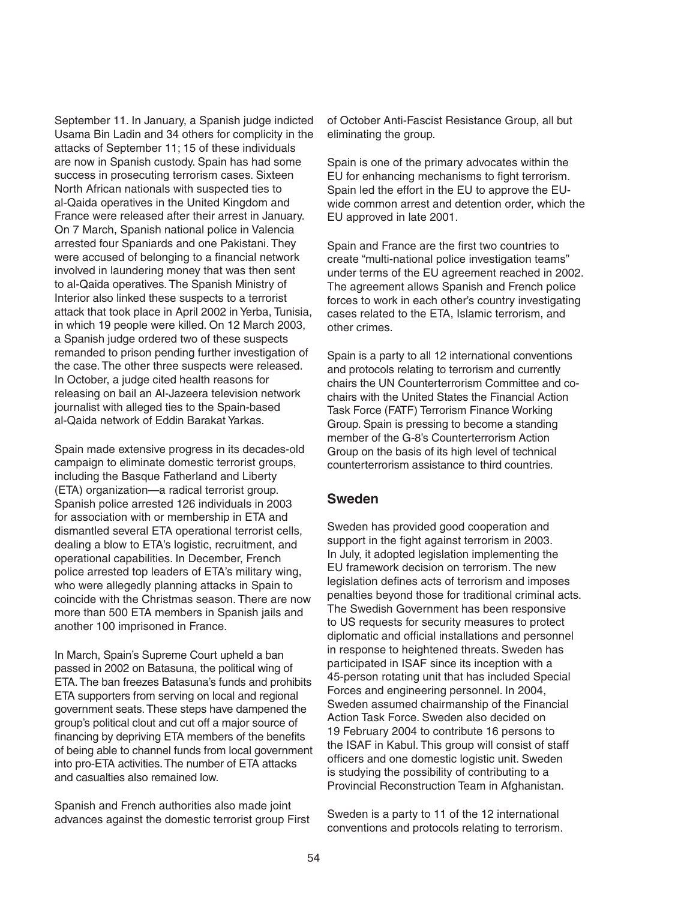September 11. In January, a Spanish judge indicted Usama Bin Ladin and 34 others for complicity in the attacks of September 11; 15 of these individuals are now in Spanish custody. Spain has had some success in prosecuting terrorism cases. Sixteen North African nationals with suspected ties to al-Qaida operatives in the United Kingdom and France were released after their arrest in January. On 7 March, Spanish national police in Valencia arrested four Spaniards and one Pakistani. They were accused of belonging to a financial network involved in laundering money that was then sent to al-Qaida operatives. The Spanish Ministry of Interior also linked these suspects to a terrorist attack that took place in April 2002 in Yerba, Tunisia, in which 19 people were killed. On 12 March 2003, a Spanish judge ordered two of these suspects remanded to prison pending further investigation of the case. The other three suspects were released. In October, a judge cited health reasons for releasing on bail an Al-Jazeera television network journalist with alleged ties to the Spain-based al-Qaida network of Eddin Barakat Yarkas.

Spain made extensive progress in its decades-old campaign to eliminate domestic terrorist groups, including the Basque Fatherland and Liberty (ETA) organization—a radical terrorist group. Spanish police arrested 126 individuals in 2003 for association with or membership in ETA and dismantled several ETA operational terrorist cells, dealing a blow to ETA's logistic, recruitment, and operational capabilities. In December, French police arrested top leaders of ETA's military wing, who were allegedly planning attacks in Spain to coincide with the Christmas season. There are now more than 500 ETA members in Spanish jails and another 100 imprisoned in France.

In March, Spain's Supreme Court upheld a ban passed in 2002 on Batasuna, the political wing of ETA. The ban freezes Batasuna's funds and prohibits ETA supporters from serving on local and regional government seats. These steps have dampened the group's political clout and cut off a major source of financing by depriving ETA members of the benefits of being able to channel funds from local government into pro-ETA activities. The number of ETA attacks and casualties also remained low.

Spanish and French authorities also made joint advances against the domestic terrorist group First of October Anti-Fascist Resistance Group, all but eliminating the group.

Spain is one of the primary advocates within the EU for enhancing mechanisms to fight terrorism. Spain led the effort in the EU to approve the EU-wide common arrest and detention order, which the EU approved in late 2001.

Spain and France are the first two countries to create "multi-national police investigation teams" under terms of the EU agreement reached in 2002. The agreement allows Spanish and French police forces to work in each other's country investigating cases related to the ETA, Islamic terrorism, and other crimes.

Spain is a party to all 12 international conventions and protocols relating to terrorism and currently chairs the UN Counterterrorism Committee and co-chairs with the United States the Financial Action Task Force (FATF) Terrorism Finance Working Group. Spain is pressing to become a standing member of the G-8's Counterterrorism Action Group on the basis of its high level of technical counterterrorism assistance to third countries.

## Sweden

Sweden has provided good cooperation and support in the fight against terrorism in 2003. In July, it adopted legislation implementing the EU framework decision on terrorism. The new legislation defines acts of terrorism and imposes penalties beyond those for traditional criminal acts. The Swedish Government has been responsive to US requests for security measures to protect diplomatic and official installations and personnel in response to heightened threats. Sweden has participated in ISAF since its inception with a 45-person rotating unit that has included Special Forces and engineering personnel. In 2004, Sweden assumed chairmanship of the Financial Action Task Force. Sweden also decided on 19 February 2004 to contribute 16 persons to the ISAF in Kabul. This group will consist of staff officers and one domestic logistic unit. Sweden is studying the possibility of contributing to a Provincial Reconstruction Team in Afghanistan.

Sweden is a party to 11 of the 12 international conventions and protocols relating to terrorism.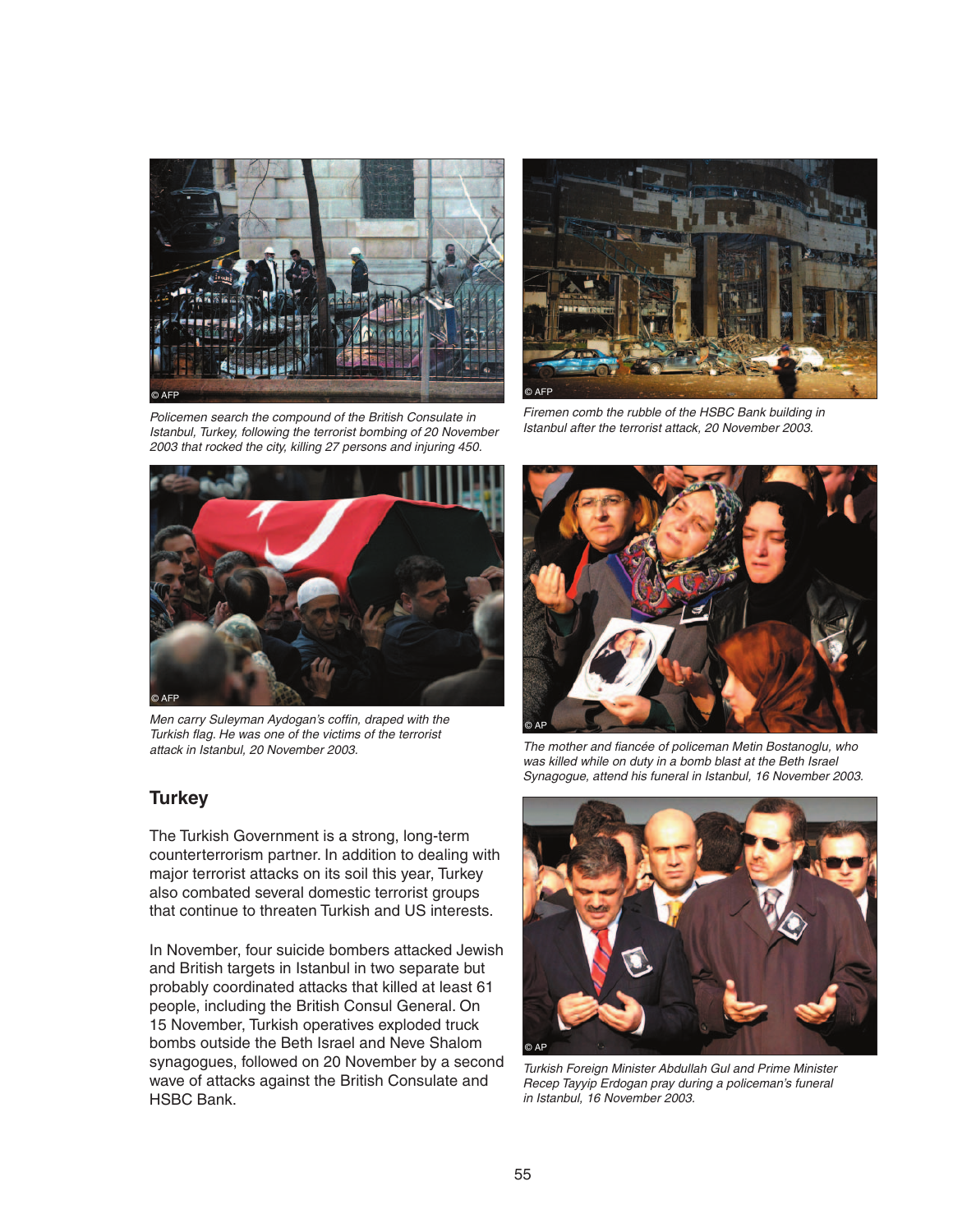Policemen search the compound of the British Consulate in Istanbul, Turkey, following the terrorist bombing of 20 November 2003 that rocked the city, killing 27 persons and injuring 450.

Firemen comb the rubble of the HSBC Bank building in Istanbul after the terrorist attack, 20 November 2003.

Men carry Suleyman Aydogan's coffin, draped with the Turkish flag. He was one of the victims of the terrorist attack in Istanbul, 20 November 2003.

The mother and fiancée of policeman Metin Bostanoglu, who was killed while on duty in a bomb blast at the Beth Israel Synagogue, attend his funeral in Istanbul, 16 November 2003.

## Turkey

The Turkish Government is a strong, long-term counterterrorism partner. In addition to dealing with major terrorist attacks on its soil this year, Turkey also combated several domestic terrorist groups that continue to threaten Turkish and US interests.

In November, four suicide bombers attacked Jewish and British targets in Istanbul in two separate but probably coordinated attacks that killed at least 61 people, including the British Consul General. On 15 November, Turkish operatives exploded truck bombs outside the Beth Israel and Neve Shalom synagogues, followed on 20 November by a second wave of attacks against the British Consulate and HSBC Bank.

Turkish Foreign Minister Abdullah Gul and Prime Minister Recep Tayyip Erdogan pray during a policeman's funeral in Istanbul, 16 November 2003.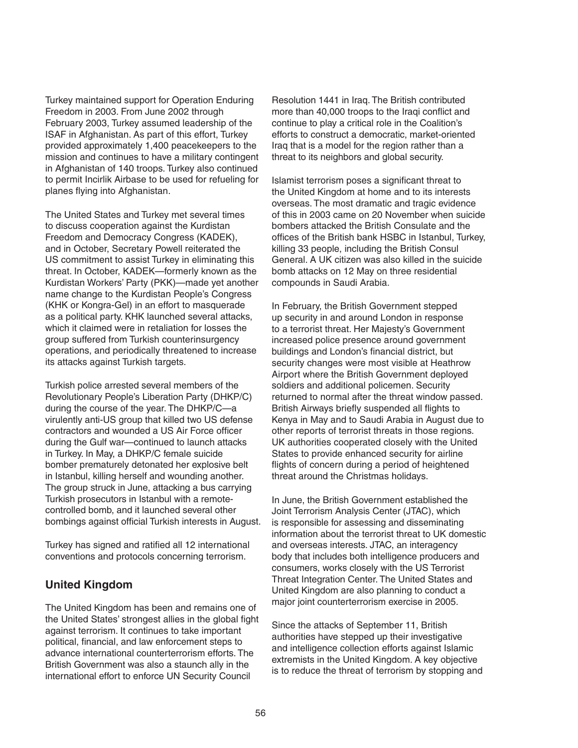Turkey maintained support for Operation Enduring Freedom in 2003. From June 2002 through February 2003, Turkey assumed leadership of the ISAF in Afghanistan. As part of this effort, Turkey provided approximately 1,400 peacekeepers to the mission and continues to have a military contingent in Afghanistan of 140 troops. Turkey also continued to permit Incirlik Airbase to be used for refueling for planes flying into Afghanistan.

The United States and Turkey met several times to discuss cooperation against the Kurdistan Freedom and Democracy Congress (KADEK), and in October, Secretary Powell reiterated the US commitment to assist Turkey in eliminating this threat. In October, KADEK—formerly known as the Kurdistan Workers' Party (PKK)—made yet another name change to the Kurdistan People's Congress (KHK or Kongra-Gel) in an effort to masquerade as a political party. KHK launched several attacks, which it claimed were in retaliation for losses the group suffered from Turkish counterinsurgency operations, and periodically threatened to increase its attacks against Turkish targets.

Turkish police arrested several members of the Revolutionary People's Liberation Party (DHKP/C) during the course of the year. The DHKP/C—a virulently anti-US group that killed two US defense contractors and wounded a US Air Force officer during the Gulf war—continued to launch attacks in Turkey. In May, a DHKP/C female suicide bomber prematurely detonated her explosive belt in Istanbul, killing herself and wounding another. The group struck in June, attacking a bus carrying Turkish prosecutors in Istanbul with a remote-controlled bomb, and it launched several other bombings against official Turkish interests in August.

Turkey has signed and ratified all 12 international conventions and protocols concerning terrorism.

## United Kingdom

The United Kingdom has been and remains one of the United States' strongest allies in the global fight against terrorism. It continues to take important political, financial, and law enforcement steps to advance international counterterrorism efforts. The British Government was also a staunch ally in the international effort to enforce UN Security Council Resolution 1441 in Iraq. The British contributed more than 40,000 troops to the Iraqi conflict and continue to play a critical role in the Coalition's efforts to construct a democratic, market-oriented Iraq that is a model for the region rather than a threat to its neighbors and global security.

Islamist terrorism poses a significant threat to the United Kingdom at home and to its interests overseas. The most dramatic and tragic evidence of this in 2003 came on 20 November when suicide bombers attacked the British Consulate and the offices of the British bank HSBC in Istanbul, Turkey, killing 33 people, including the British Consul General. A UK citizen was also killed in the suicide bomb attacks on 12 May on three residential compounds in Saudi Arabia.

In February, the British Government stepped up security in and around London in response to a terrorist threat. Her Majesty's Government increased police presence around government buildings and London's financial district, but security changes were most visible at Heathrow Airport where the British Government deployed soldiers and additional policemen. Security returned to normal after the threat window passed. British Airways briefly suspended all flights to Kenya in May and to Saudi Arabia in August due to other reports of terrorist threats in those regions. UK authorities cooperated closely with the United States to provide enhanced security for airline flights of concern during a period of heightened threat around the Christmas holidays.

In June, the British Government established the Joint Terrorism Analysis Center (JTAC), which is responsible for assessing and disseminating information about the terrorist threat to UK domestic and overseas interests. JTAC, an interagency body that includes both intelligence producers and consumers, works closely with the US Terrorist Threat Integration Center. The United States and United Kingdom are also planning to conduct a major joint counterterrorism exercise in 2005.

Since the attacks of September 11, British authorities have stepped up their investigative and intelligence collection efforts against Islamic extremists in the United Kingdom. A key objective is to reduce the threat of terrorism by stopping and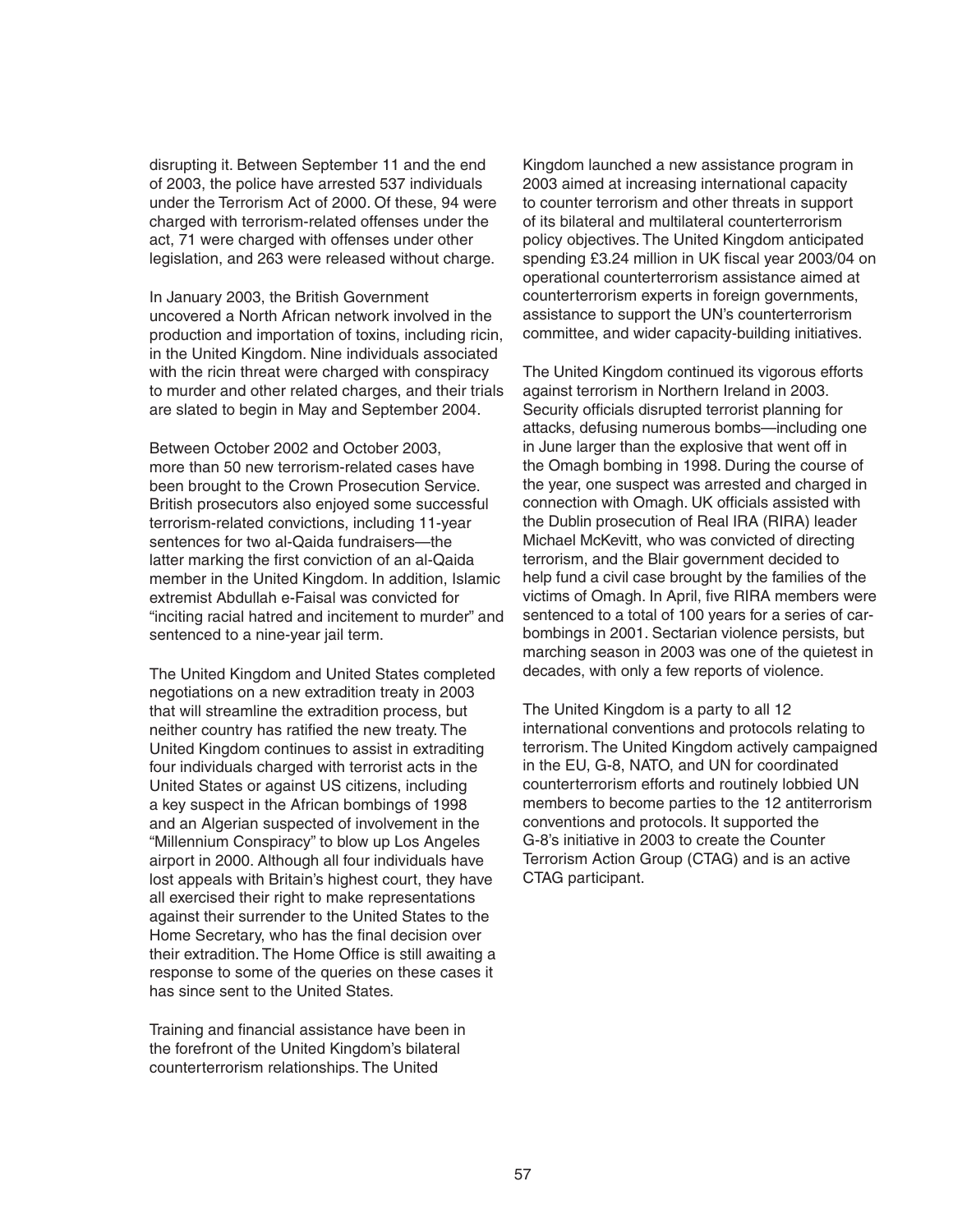disrupting it. Between September 11 and the end of 2003, the police have arrested 537 individuals under the Terrorism Act of 2000. Of these, 94 were charged with terrorism-related offenses under the act, 71 were charged with offenses under other legislation, and 263 were released without charge.

In January 2003, the British Government uncovered a North African network involved in the production and importation of toxins, including ricin, in the United Kingdom. Nine individuals associated with the ricin threat were charged with conspiracy to murder and other related charges, and their trials are slated to begin in May and September 2004.

Between October 2002 and October 2003, more than 50 new terrorism-related cases have been brought to the Crown Prosecution Service. British prosecutors also enjoyed some successful terrorism-related convictions, including 11-year sentences for two al-Qaida fundraisers—the latter marking the first conviction of an al-Qaida member in the United Kingdom. In addition, Islamic extremist Abdullah e-Faisal was convicted for "inciting racial hatred and incitement to murder" and sentenced to a nine-year jail term.

The United Kingdom and United States completed negotiations on a new extradition treaty in 2003 that will streamline the extradition process, but neither country has ratified the new treaty. The United Kingdom continues to assist in extraditing four individuals charged with terrorist acts in the United States or against US citizens, including a key suspect in the African bombings of 1998 and an Algerian suspected of involvement in the "Millennium Conspiracy" to blow up Los Angeles airport in 2000. Although all four individuals have lost appeals with Britain's highest court, they have all exercised their right to make representations against their surrender to the United States to the Home Secretary, who has the final decision over their extradition. The Home Office is still awaiting a response to some of the queries on these cases it has since sent to the United States.

Training and financial assistance have been in the forefront of the United Kingdom's bilateral counterterrorism relationships. The United Kingdom launched a new assistance program in 2003 aimed at increasing international capacity to counter terrorism and other threats in support of its bilateral and multilateral counterterrorism policy objectives. The United Kingdom anticipated spending £3.24 million in UK fiscal year 2003/04 on operational counterterrorism assistance aimed at counterterrorism experts in foreign governments, assistance to support the UN's counterterrorism committee, and wider capacity-building initiatives.

The United Kingdom continued its vigorous efforts against terrorism in Northern Ireland in 2003. Security officials disrupted terrorist planning for attacks, defusing numerous bombs—including one in June larger than the explosive that went off in the Omagh bombing in 1998. During the course of the year, one suspect was arrested and charged in connection with Omagh. UK officials assisted with the Dublin prosecution of Real IRA (RIRA) leader Michael McKevitt, who was convicted of directing terrorism, and the Blair government decided to help fund a civil case brought by the families of the victims of Omagh. In April, five RIRA members were sentenced to a total of 100 years for a series of car-bombings in 2001. Sectarian violence persists, but marching season in 2003 was one of the quietest in decades, with only a few reports of violence.

The United Kingdom is a party to all 12 international conventions and protocols relating to terrorism. The United Kingdom actively campaigned in the EU, G-8, NATO, and UN for coordinated counterterrorism efforts and routinely lobbied UN members to become parties to the 12 antiterrorism conventions and protocols. It supported the G-8's initiative in 2003 to create the Counter Terrorism Action Group (CTAG) and is an active CTAG participant.